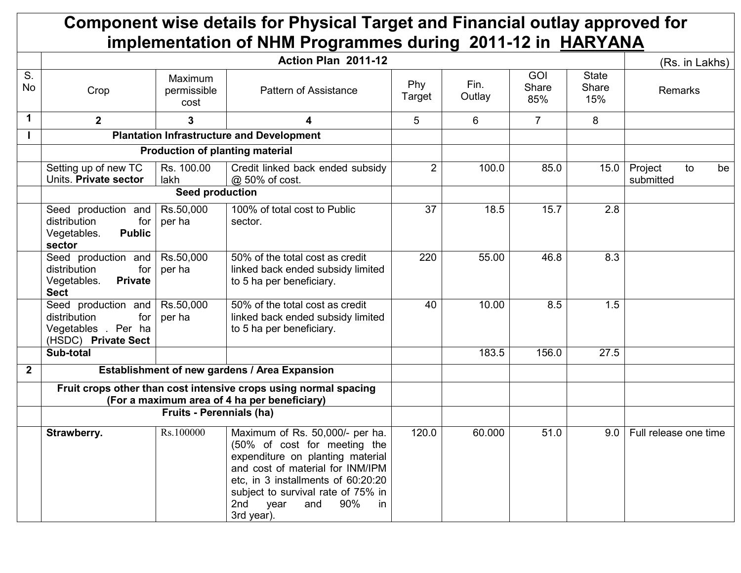# Component wise details for Physical Target and Financial outlay approved for implementation of NHM Programmes during 2011-12 in HARYANA

| S. No | Crop | Maximum permissible cost | Pattern of Assistance | Phy Target | Fin. Outlay | GOI Share 85% | State Share 15% | Remarks |
|---|---|---|---|---|---|---|---|---|
| | **Action Plan 2011-12** | | | | | | | (Rs. in Lakhs) |
| 1 | 2 | 3 | 4 | 5 | 6 | 7 | 8 | |
| **I** | **Plantation Infrastructure and Development** | | | | | | | |
| | **Production of planting material** | | | | | | | |
| | Setting up of new TC Units. **Private sector** | Rs. 100.00 lakh | Credit linked back ended subsidy @ 50% of cost. | 2 | 100.0 | 85.0 | 15.0 | Project to be submitted |
| | **Seed production** | | | | | | | |
| | Seed production and distribution for Vegetables. **Public sector** | Rs.50,000 per ha | 100% of total cost to Public sector. | 37 | 18.5 | 15.7 | 2.8 | |
| | Seed production and distribution for Vegetables. **Private Sect** | Rs.50,000 per ha | 50% of the total cost as credit linked back ended subsidy limited to 5 ha per beneficiary. | 220 | 55.00 | 46.8 | 8.3 | |
| | Seed production and distribution for Vegetables . Per ha (HSDC) **Private Sect** | Rs.50,000 per ha | 50% of the total cost as credit linked back ended subsidy limited to 5 ha per beneficiary. | 40 | 10.00 | 8.5 | 1.5 | |
| | **Sub-total** | | | | 183.5 | 156.0 | 27.5 | |
| **2** | **Establishment of new gardens / Area Expansion** | | | | | | | |
| | **Fruit crops other than cost intensive crops using normal spacing (For a maximum area of 4 ha per beneficiary)** | | | | | | | |
| | **Fruits - Perennials (ha)** | | | | | | | |
| | **Strawberry.** | Rs.100000 | Maximum of Rs. 50,000/- per ha. (50% of cost for meeting the expenditure on planting material and cost of material for INM/IPM etc, in 3 installments of 60:20:20 subject to survival rate of 75% in 2nd year and 90% in 3rd year). | 120.0 | 60.000 | 51.0 | 9.0 | Full release one time |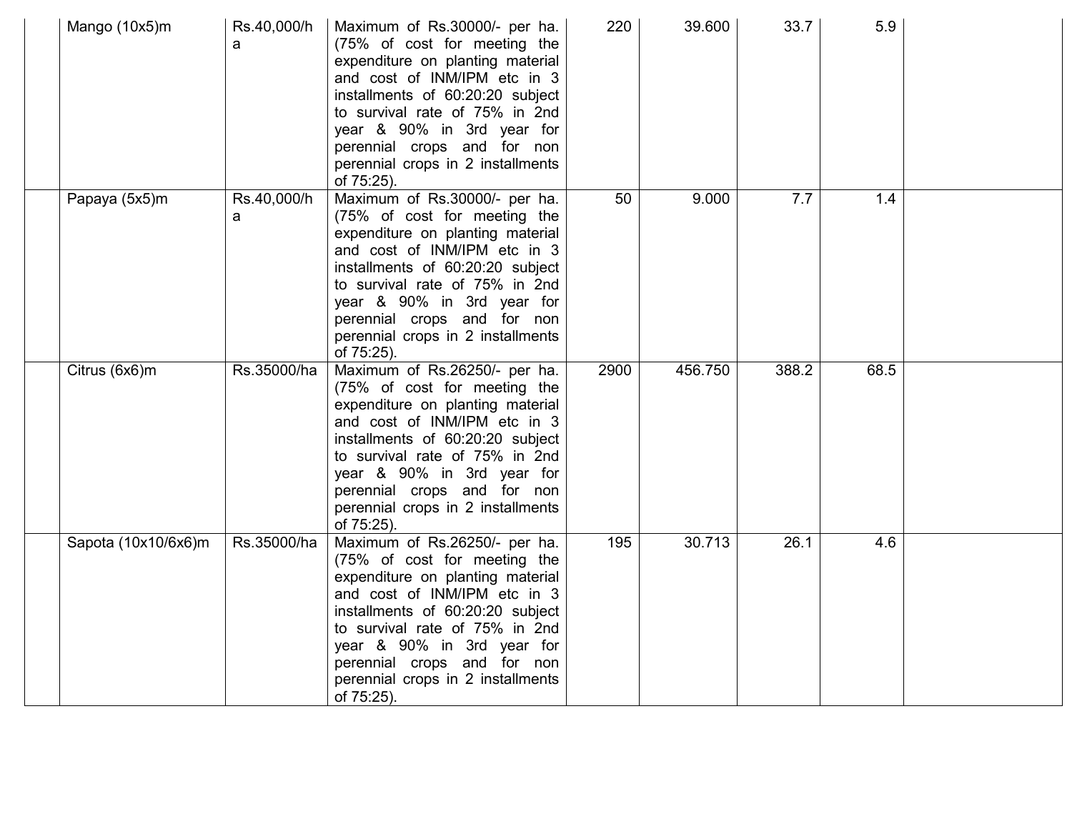| | | | | | | | | |
|---|---|---|---|---|---|---|---|---|
| | Mango (10x5)m | Rs.40,000/ha | Maximum of Rs.30000/- per ha. (75% of cost for meeting the expenditure on planting material and cost of INM/IPM etc in 3 installments of 60:20:20 subject to survival rate of 75% in 2nd year & 90% in 3rd year for perennial crops and for non perennial crops in 2 installments of 75:25). | 220 | 39.600 | 33.7 | 5.9 | |
| | Papaya (5x5)m | Rs.40,000/ha | Maximum of Rs.30000/- per ha. (75% of cost for meeting the expenditure on planting material and cost of INM/IPM etc in 3 installments of 60:20:20 subject to survival rate of 75% in 2nd year & 90% in 3rd year for perennial crops and for non perennial crops in 2 installments of 75:25). | 50 | 9.000 | 7.7 | 1.4 | |
| | Citrus (6x6)m | Rs.35000/ha | Maximum of Rs.26250/- per ha. (75% of cost for meeting the expenditure on planting material and cost of INM/IPM etc in 3 installments of 60:20:20 subject to survival rate of 75% in 2nd year & 90% in 3rd year for perennial crops and for non perennial crops in 2 installments of 75:25). | 2900 | 456.750 | 388.2 | 68.5 | |
| | Sapota (10x10/6x6)m | Rs.35000/ha | Maximum of Rs.26250/- per ha. (75% of cost for meeting the expenditure on planting material and cost of INM/IPM etc in 3 installments of 60:20:20 subject to survival rate of 75% in 2nd year & 90% in 3rd year for perennial crops and for non perennial crops in 2 installments of 75:25). | 195 | 30.713 | 26.1 | 4.6 | |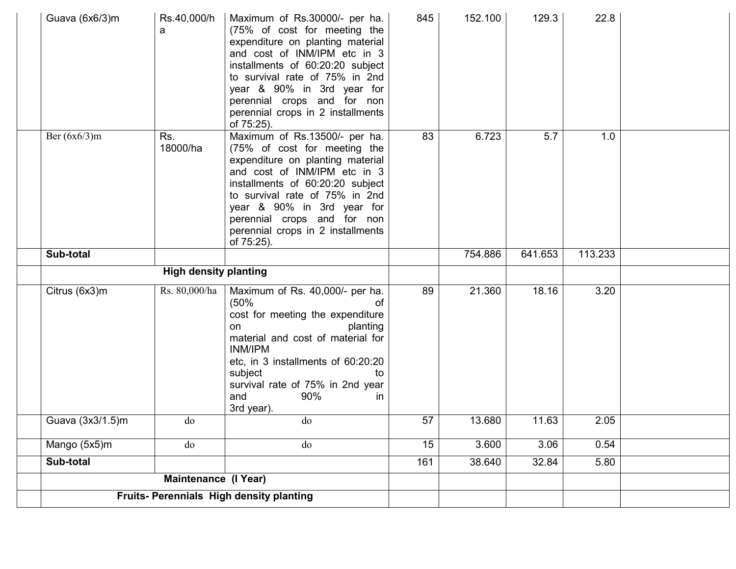|  | Guava (6x6/3)m | Rs.40,000/ha | Maximum of Rs.30000/- per ha. (75% of cost for meeting the expenditure on planting material and cost of INM/IPM etc in 3 installments of 60:20:20 subject to survival rate of 75% in 2nd year & 90% in 3rd year for perennial crops and for non perennial crops in 2 installments of 75:25). | 845 | 152.100 | 129.3 | 22.8 |  |
|---|---|---|---|---|---|---|---|---|
|  | Ber (6x6/3)m | Rs. 18000/ha | Maximum of Rs.13500/- per ha. (75% of cost for meeting the expenditure on planting material and cost of INM/IPM etc in 3 installments of 60:20:20 subject to survival rate of 75% in 2nd year & 90% in 3rd year for perennial crops and for non perennial crops in 2 installments of 75:25). | 83 | 6.723 | 5.7 | 1.0 |  |
|  | **Sub-total** |  |  |  | 754.886 | 641.653 | 113.233 |  |
|  | **High density planting** |  |  |  |  |  |  |  |
|  | Citrus (6x3)m | Rs. 80,000/ha | Maximum of Rs. 40,000/- per ha. (50% of cost for meeting the expenditure on planting material and cost of material for INM/IPM etc, in 3 installments of 60:20:20 subject to survival rate of 75% in 2nd year and 90% in 3rd year). | 89 | 21.360 | 18.16 | 3.20 |  |
|  | Guava (3x3/1.5)m | do | do | 57 | 13.680 | 11.63 | 2.05 |  |
|  | Mango (5x5)m | do | do | 15 | 3.600 | 3.06 | 0.54 |  |
|  | **Sub-total** |  |  | 161 | 38.640 | 32.84 | 5.80 |  |
|  | **Maintenance (I Year)** |  |  |  |  |  |  |  |
|  | **Fruits- Perennials High density planting** |  |  |  |  |  |  |  |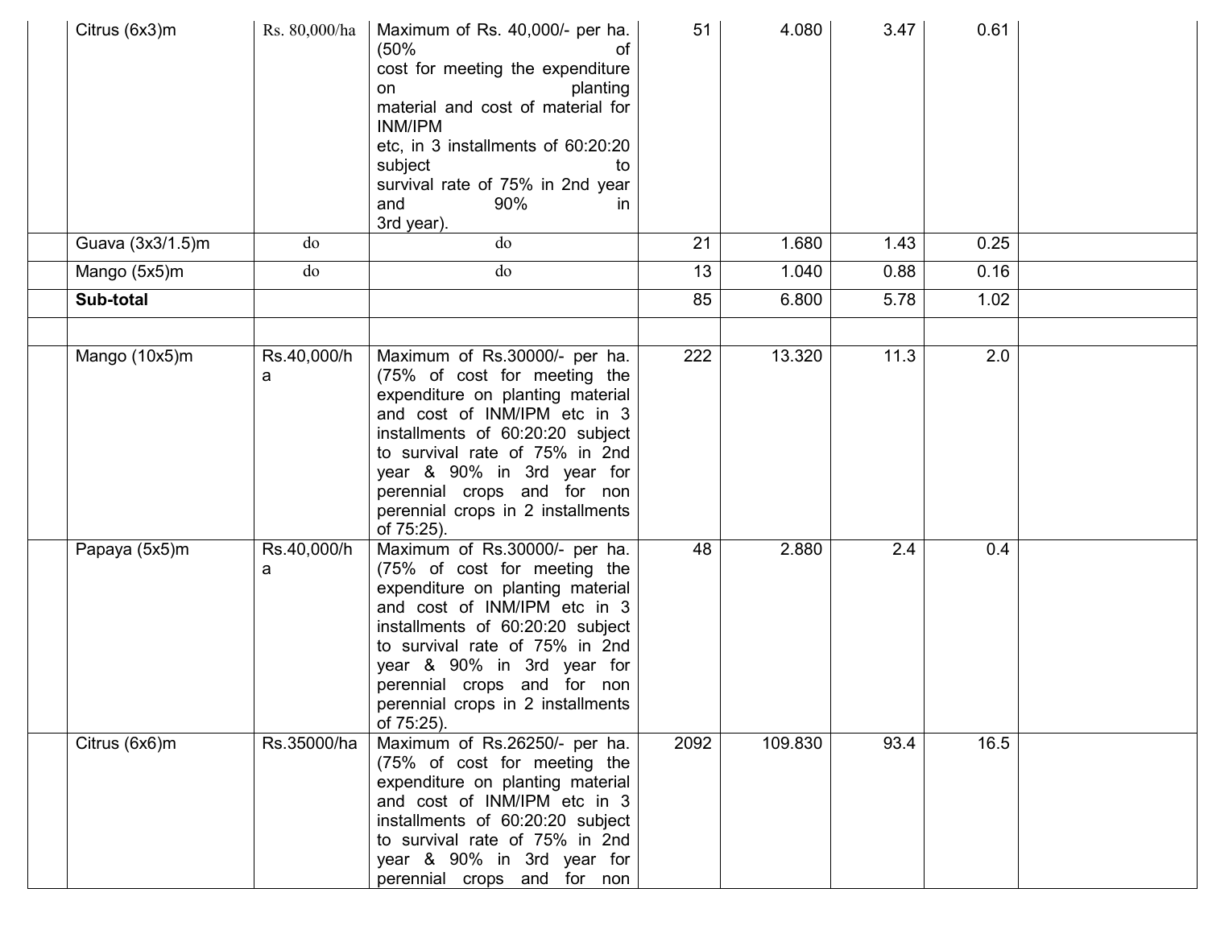| | | | | | | | | |
|---|---|---|---|---|---|---|---|---|
| | Citrus (6x3)m | Rs. 80,000/ha | Maximum of Rs. 40,000/- per ha. (50% of cost for meeting the expenditure on planting material and cost of material for INM/IPM etc, in 3 installments of 60:20:20 subject to survival rate of 75% in 2nd year and 90% in 3rd year). | 51 | 4.080 | 3.47 | 0.61 | |
| | Guava (3x3/1.5)m | do | do | 21 | 1.680 | 1.43 | 0.25 | |
| | Mango (5x5)m | do | do | 13 | 1.040 | 0.88 | 0.16 | |
| | **Sub-total** | | | 85 | 6.800 | 5.78 | 1.02 | |
| | | | | | | | | |
| | Mango (10x5)m | Rs.40,000/ha | Maximum of Rs.30000/- per ha. (75% of cost for meeting the expenditure on planting material and cost of INM/IPM etc in 3 installments of 60:20:20 subject to survival rate of 75% in 2nd year & 90% in 3rd year for perennial crops and for non perennial crops in 2 installments of 75:25). | 222 | 13.320 | 11.3 | 2.0 | |
| | Papaya (5x5)m | Rs.40,000/ha | Maximum of Rs.30000/- per ha. (75% of cost for meeting the expenditure on planting material and cost of INM/IPM etc in 3 installments of 60:20:20 subject to survival rate of 75% in 2nd year & 90% in 3rd year for perennial crops and for non perennial crops in 2 installments of 75:25). | 48 | 2.880 | 2.4 | 0.4 | |
| | Citrus (6x6)m | Rs.35000/ha | Maximum of Rs.26250/- per ha. (75% of cost for meeting the expenditure on planting material and cost of INM/IPM etc in 3 installments of 60:20:20 subject to survival rate of 75% in 2nd year & 90% in 3rd year for perennial crops and for non | 2092 | 109.830 | 93.4 | 16.5 | |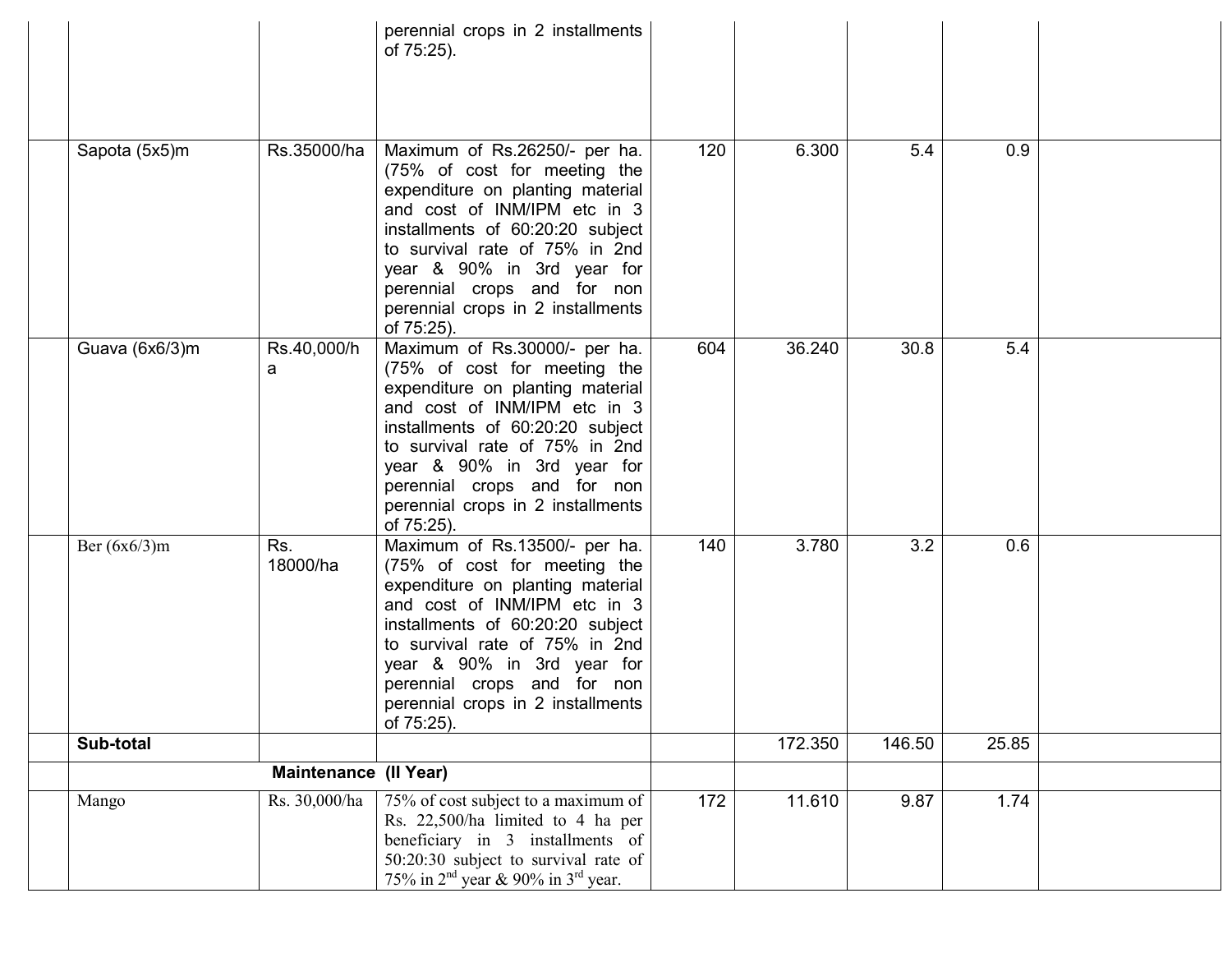| | | | | | | | | |
|---|---|---|---|---|---|---|---|---|
| | | | perennial crops in 2 installments of 75:25). | | | | | |
| | Sapota (5x5)m | Rs.35000/ha | Maximum of Rs.26250/- per ha. (75% of cost for meeting the expenditure on planting material and cost of INM/IPM etc in 3 installments of 60:20:20 subject to survival rate of 75% in 2nd year & 90% in 3rd year for perennial crops and for non perennial crops in 2 installments of 75:25). | 120 | 6.300 | 5.4 | 0.9 | |
| | Guava (6x6/3)m | Rs.40,000/ha | Maximum of Rs.30000/- per ha. (75% of cost for meeting the expenditure on planting material and cost of INM/IPM etc in 3 installments of 60:20:20 subject to survival rate of 75% in 2nd year & 90% in 3rd year for perennial crops and for non perennial crops in 2 installments of 75:25). | 604 | 36.240 | 30.8 | 5.4 | |
| | Ber (6x6/3)m | Rs. 18000/ha | Maximum of Rs.13500/- per ha. (75% of cost for meeting the expenditure on planting material and cost of INM/IPM etc in 3 installments of 60:20:20 subject to survival rate of 75% in 2nd year & 90% in 3rd year for perennial crops and for non perennial crops in 2 installments of 75:25). | 140 | 3.780 | 3.2 | 0.6 | |
| | **Sub-total** | | | | 172.350 | 146.50 | 25.85 | |
| | | **Maintenance (II Year)** | | | | | | |
| | Mango | Rs. 30,000/ha | 75% of cost subject to a maximum of Rs. 22,500/ha limited to 4 ha per beneficiary in 3 installments of 50:20:30 subject to survival rate of 75% in 2nd year & 90% in 3rd year. | 172 | 11.610 | 9.87 | 1.74 | |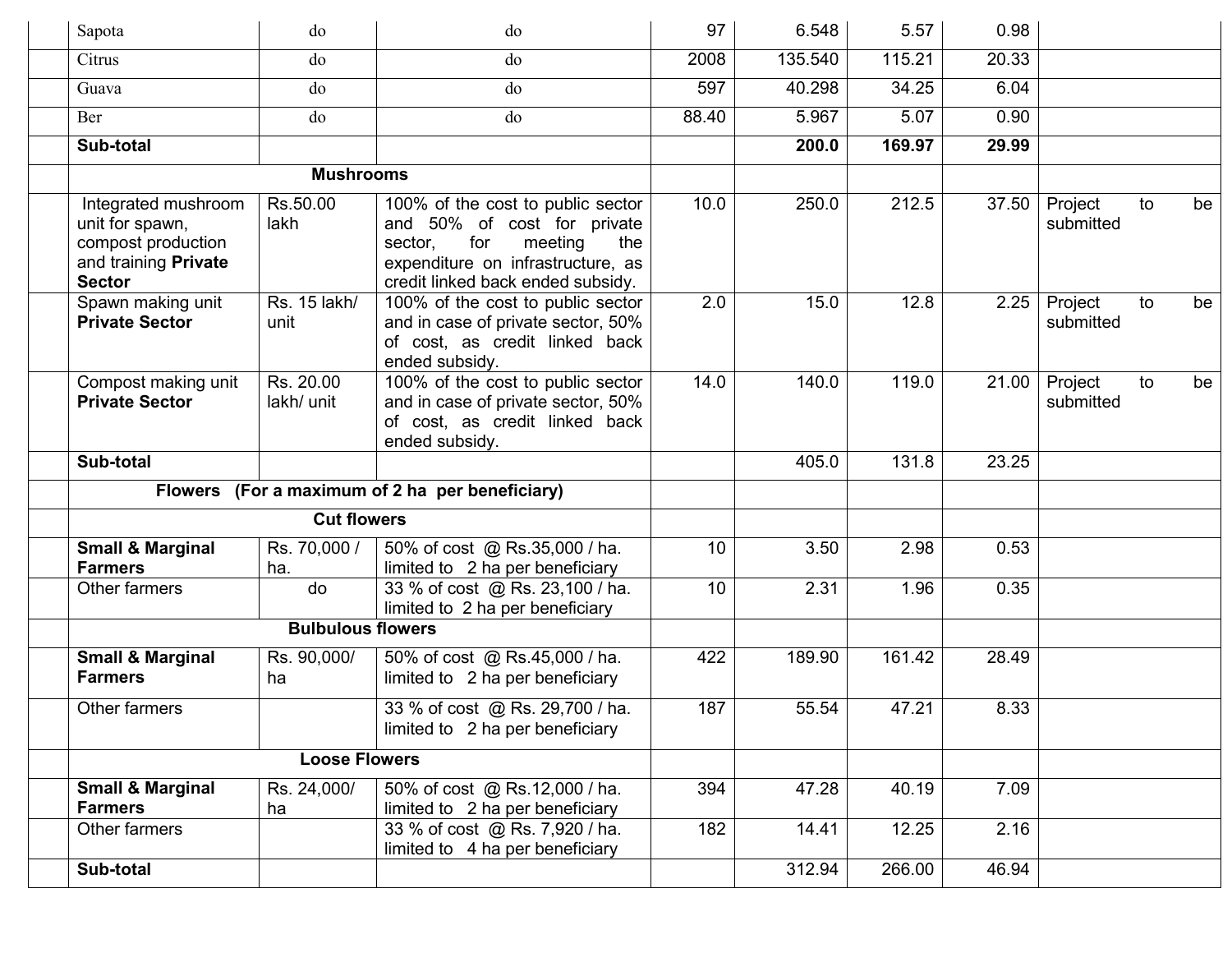| | | | | | | | | |
|---|---|---|---|---|---|---|---|---|
| | Sapota | do | do | 97 | 6.548 | 5.57 | 0.98 | |
| | Citrus | do | do | 2008 | 135.540 | 115.21 | 20.33 | |
| | Guava | do | do | 597 | 40.298 | 34.25 | 6.04 | |
| | Ber | do | do | 88.40 | 5.967 | 5.07 | 0.90 | |
| | **Sub-total** | | | | **200.0** | **169.97** | **29.99** | |
| | **Mushrooms** | | | | | | | |
| | Integrated mushroom unit for spawn, compost production and training **Private Sector** | Rs.50.00 lakh | 100% of the cost to public sector and 50% of cost for private sector, for meeting the expenditure on infrastructure, as credit linked back ended subsidy. | 10.0 | 250.0 | 212.5 | 37.50 | Project to be submitted |
| | Spawn making unit **Private Sector** | Rs. 15 lakh/ unit | 100% of the cost to public sector and in case of private sector, 50% of cost, as credit linked back ended subsidy. | 2.0 | 15.0 | 12.8 | 2.25 | Project to be submitted |
| | Compost making unit **Private Sector** | Rs. 20.00 lakh/ unit | 100% of the cost to public sector and in case of private sector, 50% of cost, as credit linked back ended subsidy. | 14.0 | 140.0 | 119.0 | 21.00 | Project to be submitted |
| | **Sub-total** | | | | 405.0 | 131.8 | 23.25 | |
| | **Flowers (For a maximum of 2 ha per beneficiary)** | | | | | | | |
| | **Cut flowers** | | | | | | | |
| | **Small & Marginal Farmers** | Rs. 70,000 / ha. | 50% of cost @ Rs.35,000 / ha. limited to 2 ha per beneficiary | 10 | 3.50 | 2.98 | 0.53 | |
| | Other farmers | do | 33 % of cost @ Rs. 23,100 / ha. limited to 2 ha per beneficiary | 10 | 2.31 | 1.96 | 0.35 | |
| | **Bulbulous flowers** | | | | | | | |
| | **Small & Marginal Farmers** | Rs. 90,000/ ha | 50% of cost @ Rs.45,000 / ha. limited to 2 ha per beneficiary | 422 | 189.90 | 161.42 | 28.49 | |
| | Other farmers | | 33 % of cost @ Rs. 29,700 / ha. limited to 2 ha per beneficiary | 187 | 55.54 | 47.21 | 8.33 | |
| | **Loose Flowers** | | | | | | | |
| | **Small & Marginal Farmers** | Rs. 24,000/ ha | 50% of cost @ Rs.12,000 / ha. limited to 2 ha per beneficiary | 394 | 47.28 | 40.19 | 7.09 | |
| | Other farmers | | 33 % of cost @ Rs. 7,920 / ha. limited to 4 ha per beneficiary | 182 | 14.41 | 12.25 | 2.16 | |
| | **Sub-total** | | | | 312.94 | 266.00 | 46.94 | |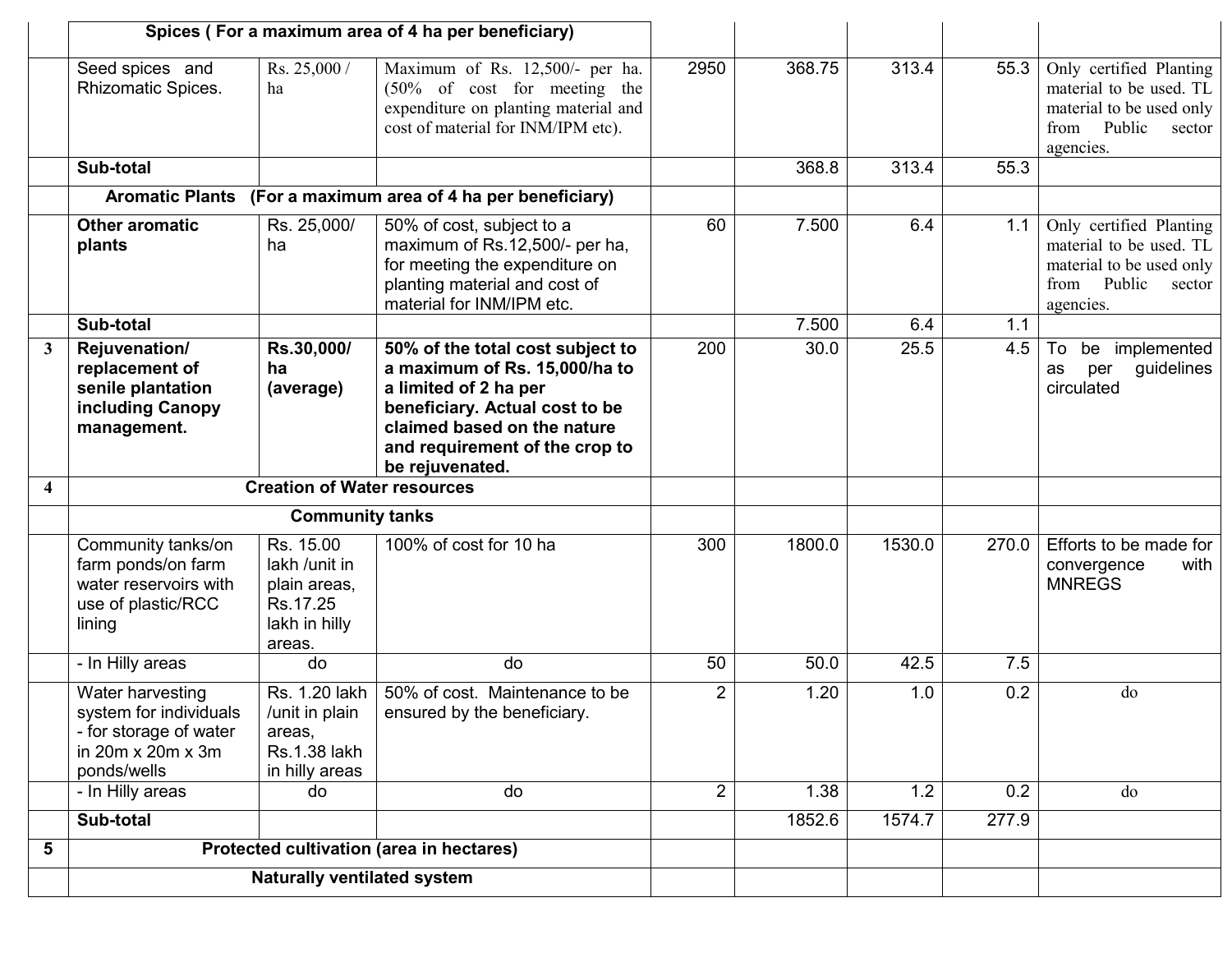| | | | | | | | | |
|---|---|---|---|---|---|---|---|---|
| | **Spices ( For a maximum area of 4 ha per beneficiary)** | | | | | | | |
| | Seed spices and Rhizomatic Spices. | Rs. 25,000 / ha | Maximum of Rs. 12,500/- per ha. (50% of cost for meeting the expenditure on planting material and cost of material for INM/IPM etc). | 2950 | 368.75 | 313.4 | 55.3 | Only certified Planting material to be used. TL material to be used only from Public sector agencies. |
| | **Sub-total** | | | | 368.8 | 313.4 | 55.3 | |
| | **Aromatic Plants (For a maximum area of 4 ha per beneficiary)** | | | | | | | |
| | **Other aromatic plants** | Rs. 25,000/ ha | 50% of cost, subject to a maximum of Rs.12,500/- per ha, for meeting the expenditure on planting material and cost of material for INM/IPM etc. | 60 | 7.500 | 6.4 | 1.1 | Only certified Planting material to be used. TL material to be used only from Public sector agencies. |
| | **Sub-total** | | | | 7.500 | 6.4 | 1.1 | |
| 3 | **Rejuvenation/ replacement of senile plantation including Canopy management.** | **Rs.30,000/ ha (average)** | **50% of the total cost subject to a maximum of Rs. 15,000/ha to a limited of 2 ha per beneficiary. Actual cost to be claimed based on the nature and requirement of the crop to be rejuvenated.** | 200 | 30.0 | 25.5 | 4.5 | To be implemented as per guidelines circulated |
| 4 | **Creation of Water resources** | | | | | | | |
| | **Community tanks** | | | | | | | |
| | Community tanks/on farm ponds/on farm water reservoirs with use of plastic/RCC lining | Rs. 15.00 lakh /unit in plain areas, Rs.17.25 lakh in hilly areas. | 100% of cost for 10 ha | 300 | 1800.0 | 1530.0 | 270.0 | Efforts to be made for convergence with MNREGS |
| | - In Hilly areas | do | do | 50 | 50.0 | 42.5 | 7.5 | |
| | Water harvesting system for individuals - for storage of water in 20m x 20m x 3m ponds/wells | Rs. 1.20 lakh /unit in plain areas, Rs.1.38 lakh in hilly areas | 50% of cost. Maintenance to be ensured by the beneficiary. | 2 | 1.20 | 1.0 | 0.2 | do |
| | - In Hilly areas | do | do | 2 | 1.38 | 1.2 | 0.2 | do |
| | **Sub-total** | | | | 1852.6 | 1574.7 | 277.9 | |
| 5 | **Protected cultivation (area in hectares)** | | | | | | | |
| | **Naturally ventilated system** | | | | | | | |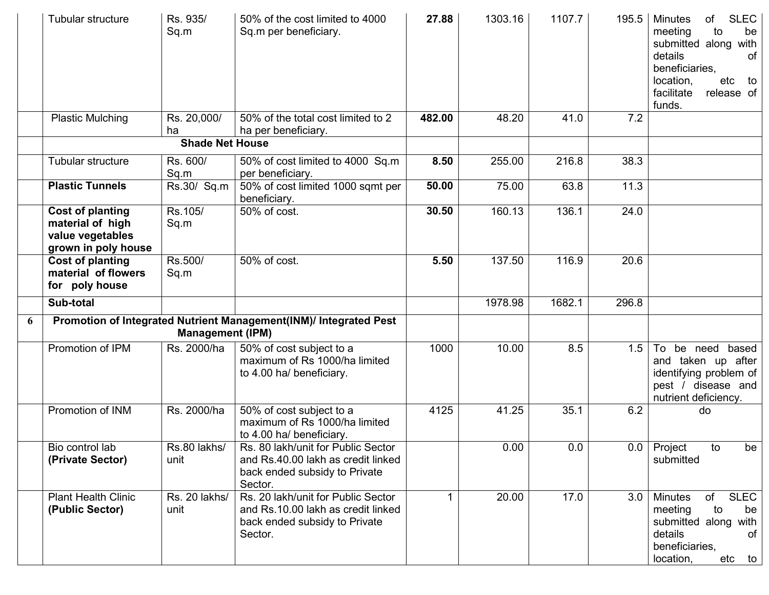| | | | | | | | | |
|---|---|---|---|---|---|---|---|---|
| | Tubular structure | Rs. 935/ Sq.m | 50% of the cost limited to 4000 Sq.m per beneficiary. | **27.88** | 1303.16 | 1107.7 | 195.5 | Minutes of SLEC meeting to be submitted along with details of beneficiaries, location, etc to facilitate release of funds. |
| | Plastic Mulching | Rs. 20,000/ ha | 50% of the total cost limited to 2 ha per beneficiary. | **482.00** | 48.20 | 41.0 | 7.2 | |
| | **Shade Net House** | | | | | | | |
| | Tubular structure | Rs. 600/ Sq.m | 50% of cost limited to 4000 Sq.m per beneficiary. | **8.50** | 255.00 | 216.8 | 38.3 | |
| | **Plastic Tunnels** | Rs.30/ Sq.m | 50% of cost limited 1000 sqmt per beneficiary. | **50.00** | 75.00 | 63.8 | 11.3 | |
| | **Cost of planting material of high value vegetables grown in poly house** | Rs.105/ Sq.m | 50% of cost. | **30.50** | 160.13 | 136.1 | 24.0 | |
| | **Cost of planting material of flowers for poly house** | Rs.500/ Sq.m | 50% of cost. | **5.50** | 137.50 | 116.9 | 20.6 | |
| | **Sub-total** | | | | 1978.98 | 1682.1 | 296.8 | |
| **6** | **Promotion of Integrated Nutrient Management(INM)/ Integrated Pest Management (IPM)** | | | | | | | |
| | Promotion of IPM | Rs. 2000/ha | 50% of cost subject to a maximum of Rs 1000/ha limited to 4.00 ha/ beneficiary. | 1000 | 10.00 | 8.5 | 1.5 | To be need based and taken up after identifying problem of pest / disease and nutrient deficiency. |
| | Promotion of INM | Rs. 2000/ha | 50% of cost subject to a maximum of Rs 1000/ha limited to 4.00 ha/ beneficiary. | 4125 | 41.25 | 35.1 | 6.2 | do |
| | Bio control lab **(Private Sector)** | Rs.80 lakhs/ unit | Rs. 80 lakh/unit for Public Sector and Rs.40.00 lakh as credit linked back ended subsidy to Private Sector. | | 0.00 | 0.0 | 0.0 | Project to be submitted |
| | Plant Health Clinic **(Public Sector)** | Rs. 20 lakhs/ unit | Rs. 20 lakh/unit for Public Sector and Rs.10.00 lakh as credit linked back ended subsidy to Private Sector. | 1 | 20.00 | 17.0 | 3.0 | Minutes of SLEC meeting to be submitted along with details of beneficiaries, location, etc to |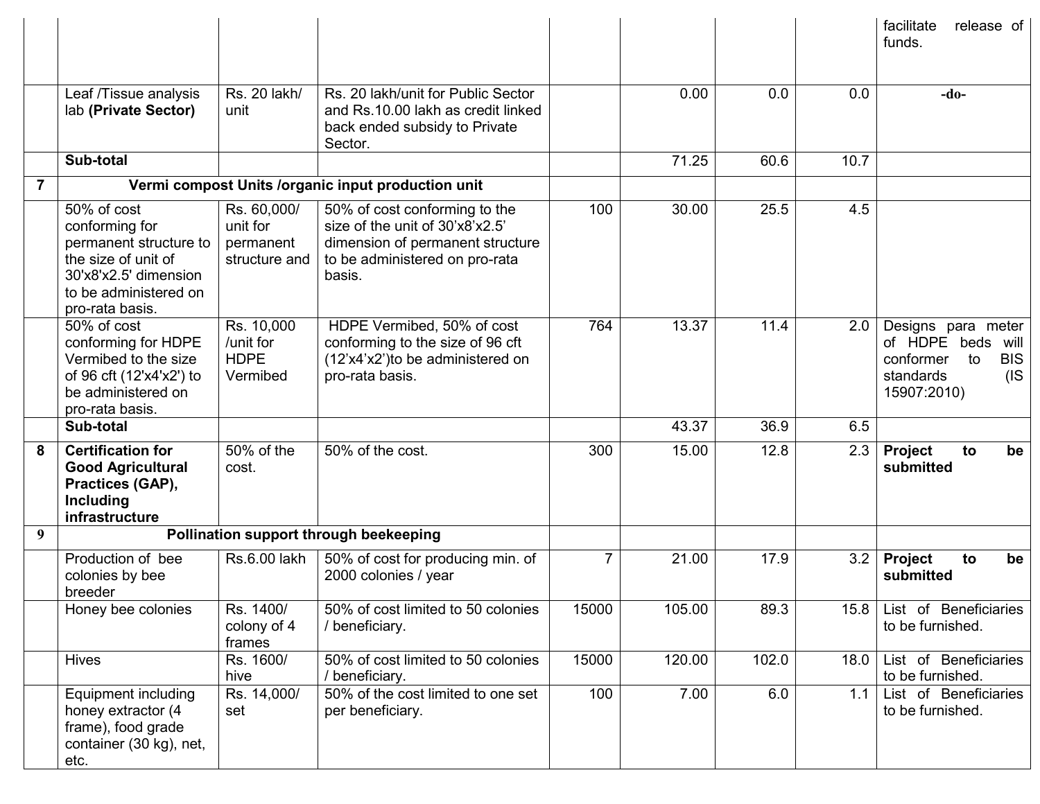| | | | | | | | | |
|---|---|---|---|---|---|---|---|---|
| | | | | | | | | facilitate release of funds. |
| | Leaf /Tissue analysis lab **(Private Sector)** | Rs. 20 lakh/ unit | Rs. 20 lakh/unit for Public Sector and Rs.10.00 lakh as credit linked back ended subsidy to Private Sector. | | 0.00 | 0.0 | 0.0 | **-do-** |
| | **Sub-total** | | | | 71.25 | 60.6 | 10.7 | |
| **7** | **Vermi compost Units /organic input production unit** | | | | | | | |
| | 50% of cost conforming for permanent structure to the size of unit of 30'x8'x2.5' dimension to be administered on pro-rata basis. | Rs. 60,000/ unit for permanent structure and | 50% of cost conforming to the size of the unit of 30'x8'x2.5' dimension of permanent structure to be administered on pro-rata basis. | 100 | 30.00 | 25.5 | 4.5 | |
| | 50% of cost conforming for HDPE Vermibed to the size of 96 cft (12'x4'x2') to be administered on pro-rata basis. | Rs. 10,000 /unit for HDPE Vermibed | HDPE Vermibed, 50% of cost conforming to the size of 96 cft (12'x4'x2')to be administered on pro-rata basis. | 764 | 13.37 | 11.4 | 2.0 | Designs para meter of HDPE beds will conformer to BIS standards (IS 15907:2010) |
| | **Sub-total** | | | | 43.37 | 36.9 | 6.5 | |
| **8** | **Certification for Good Agricultural Practices (GAP), Including infrastructure** | 50% of the cost. | 50% of the cost. | 300 | 15.00 | 12.8 | 2.3 | **Project to be submitted** |
| **9** | **Pollination support through beekeeping** | | | | | | | |
| | Production of bee colonies by bee breeder | Rs.6.00 lakh | 50% of cost for producing min. of 2000 colonies / year | 7 | 21.00 | 17.9 | 3.2 | **Project to be submitted** |
| | Honey bee colonies | Rs. 1400/ colony of 4 frames | 50% of cost limited to 50 colonies / beneficiary. | 15000 | 105.00 | 89.3 | 15.8 | List of Beneficiaries to be furnished. |
| | Hives | Rs. 1600/ hive | 50% of cost limited to 50 colonies / beneficiary. | 15000 | 120.00 | 102.0 | 18.0 | List of Beneficiaries to be furnished. |
| | Equipment including honey extractor (4 frame), food grade container (30 kg), net, etc. | Rs. 14,000/ set | 50% of the cost limited to one set per beneficiary. | 100 | 7.00 | 6.0 | 1.1 | List of Beneficiaries to be furnished. |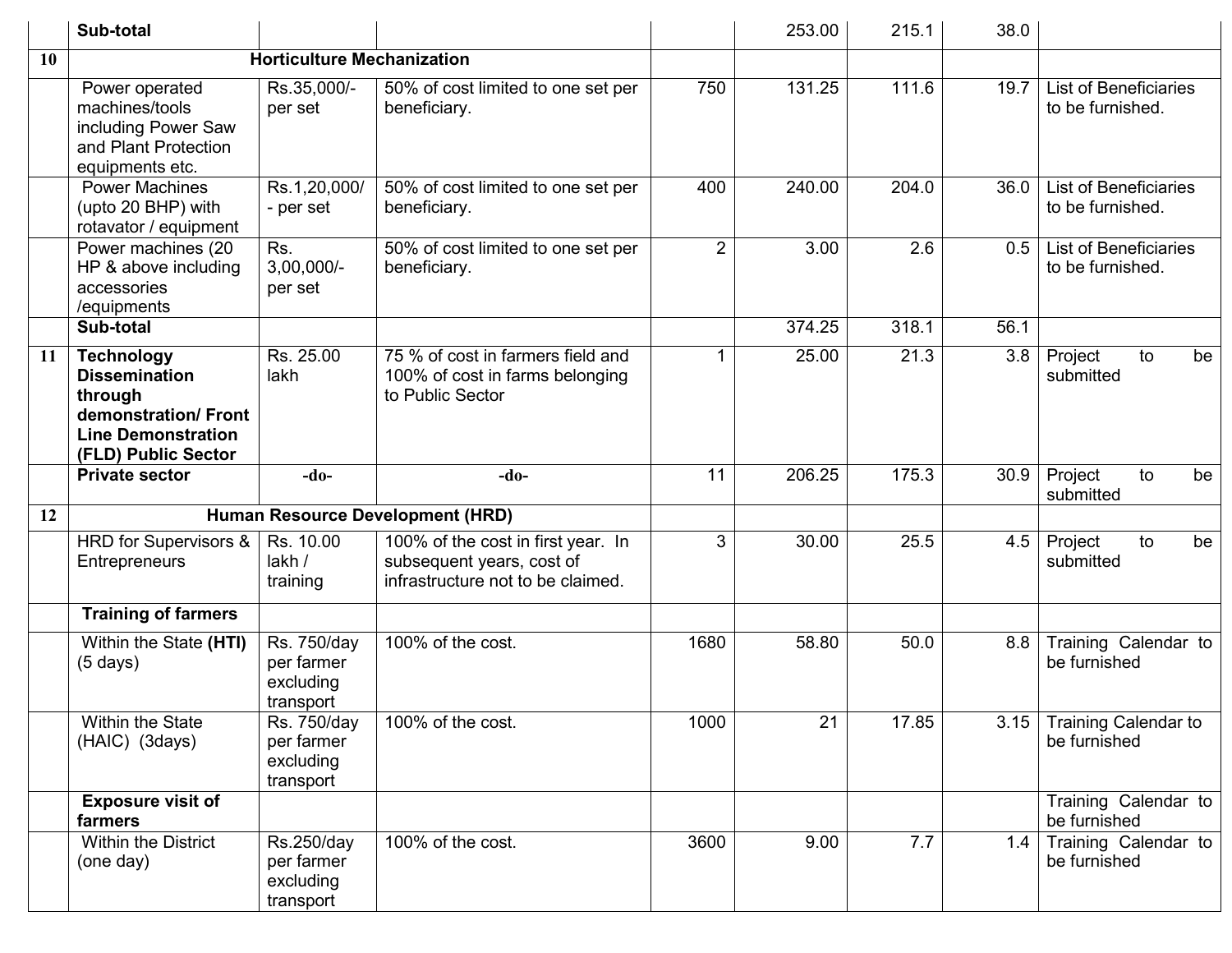| | | | | | | | | |
|---|---|---|---|---|---|---|---|---|
| | **Sub-total** | | | | 253.00 | 215.1 | 38.0 | |
| **10** | **Horticulture Mechanization** | | | | | | | |
| | Power operated machines/tools including Power Saw and Plant Protection equipments etc. | Rs.35,000/- per set | 50% of cost limited to one set per beneficiary. | 750 | 131.25 | 111.6 | 19.7 | List of Beneficiaries to be furnished. |
| | Power Machines (upto 20 BHP) with rotavator / equipment | Rs.1,20,000/- per set | 50% of cost limited to one set per beneficiary. | 400 | 240.00 | 204.0 | 36.0 | List of Beneficiaries to be furnished. |
| | Power machines (20 HP & above including accessories /equipments | Rs. 3,00,000/- per set | 50% of cost limited to one set per beneficiary. | 2 | 3.00 | 2.6 | 0.5 | List of Beneficiaries to be furnished. |
| | **Sub-total** | | | | 374.25 | 318.1 | 56.1 | |
| **11** | **Technology Dissemination through demonstration/ Front Line Demonstration (FLD) Public Sector** | Rs. 25.00 lakh | 75 % of cost in farmers field and 100% of cost in farms belonging to Public Sector | 1 | 25.00 | 21.3 | 3.8 | Project to be submitted |
| | **Private sector** | **-do-** | **-do-** | 11 | 206.25 | 175.3 | 30.9 | Project to be submitted |
| **12** | **Human Resource Development (HRD)** | | | | | | | |
| | HRD for Supervisors & Entrepreneurs | Rs. 10.00 lakh / training | 100% of the cost in first year. In subsequent years, cost of infrastructure not to be claimed. | 3 | 30.00 | 25.5 | 4.5 | Project to be submitted |
| | **Training of farmers** | | | | | | | |
| | Within the State **(HTI)** (5 days) | Rs. 750/day per farmer excluding transport | 100% of the cost. | 1680 | 58.80 | 50.0 | 8.8 | Training Calendar to be furnished |
| | Within the State (HAIC) (3days) | Rs. 750/day per farmer excluding transport | 100% of the cost. | 1000 | 21 | 17.85 | 3.15 | Training Calendar to be furnished |
| | **Exposure visit of farmers** | | | | | | | Training Calendar to be furnished |
| | Within the District (one day) | Rs.250/day per farmer excluding transport | 100% of the cost. | 3600 | 9.00 | 7.7 | 1.4 | Training Calendar to be furnished |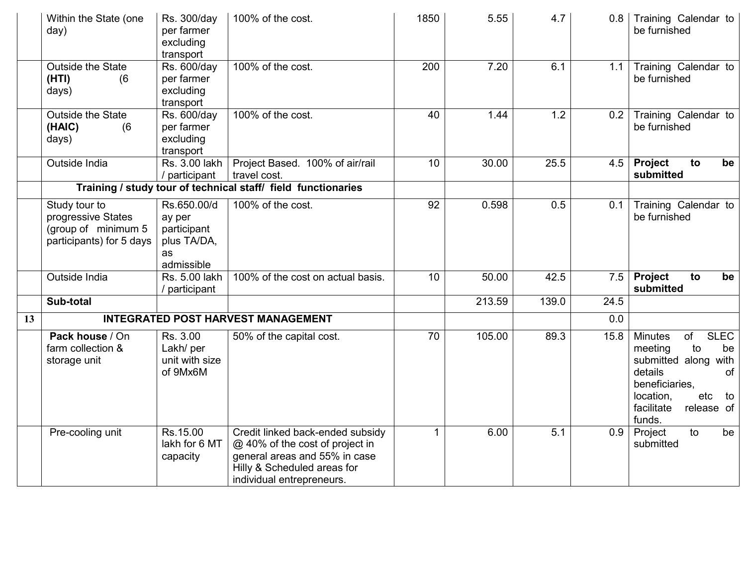| | | | | | | | | |
|---|---|---|---|---|---|---|---|---|
| | Within the State (one day) | Rs. 300/day per farmer excluding transport | 100% of the cost. | 1850 | 5.55 | 4.7 | 0.8 | Training Calendar to be furnished |
| | Outside the State **(HTI)** (6 days) | Rs. 600/day per farmer excluding transport | 100% of the cost. | 200 | 7.20 | 6.1 | 1.1 | Training Calendar to be furnished |
| | Outside the State **(HAIC)** (6 days) | Rs. 600/day per farmer excluding transport | 100% of the cost. | 40 | 1.44 | 1.2 | 0.2 | Training Calendar to be furnished |
| | Outside India | Rs. 3.00 lakh / participant | Project Based. 100% of air/rail travel cost. | 10 | 30.00 | 25.5 | 4.5 | **Project to be submitted** |
| | **Training / study tour of technical staff/ field functionaries** | | | | | | | |
| | Study tour to progressive States (group of minimum 5 participants) for 5 days | Rs.650.00/day per participant plus TA/DA, as admissible | 100% of the cost. | 92 | 0.598 | 0.5 | 0.1 | Training Calendar to be furnished |
| | Outside India | Rs. 5.00 lakh / participant | 100% of the cost on actual basis. | 10 | 50.00 | 42.5 | 7.5 | **Project to be submitted** |
| | **Sub-total** | | | | 213.59 | 139.0 | 24.5 | |
| **13** | **INTEGRATED POST HARVEST MANAGEMENT** | | | | | | 0.0 | |
| | **Pack house** / On farm collection & storage unit | Rs. 3.00 Lakh/ per unit with size of 9Mx6M | 50% of the capital cost. | 70 | 105.00 | 89.3 | 15.8 | Minutes of SLEC meeting to be submitted along with details of beneficiaries, location, etc to facilitate release of funds. |
| | Pre-cooling unit | Rs.15.00 lakh for 6 MT capacity | Credit linked back-ended subsidy @ 40% of the cost of project in general areas and 55% in case Hilly & Scheduled areas for individual entrepreneurs. | 1 | 6.00 | 5.1 | 0.9 | Project to be submitted |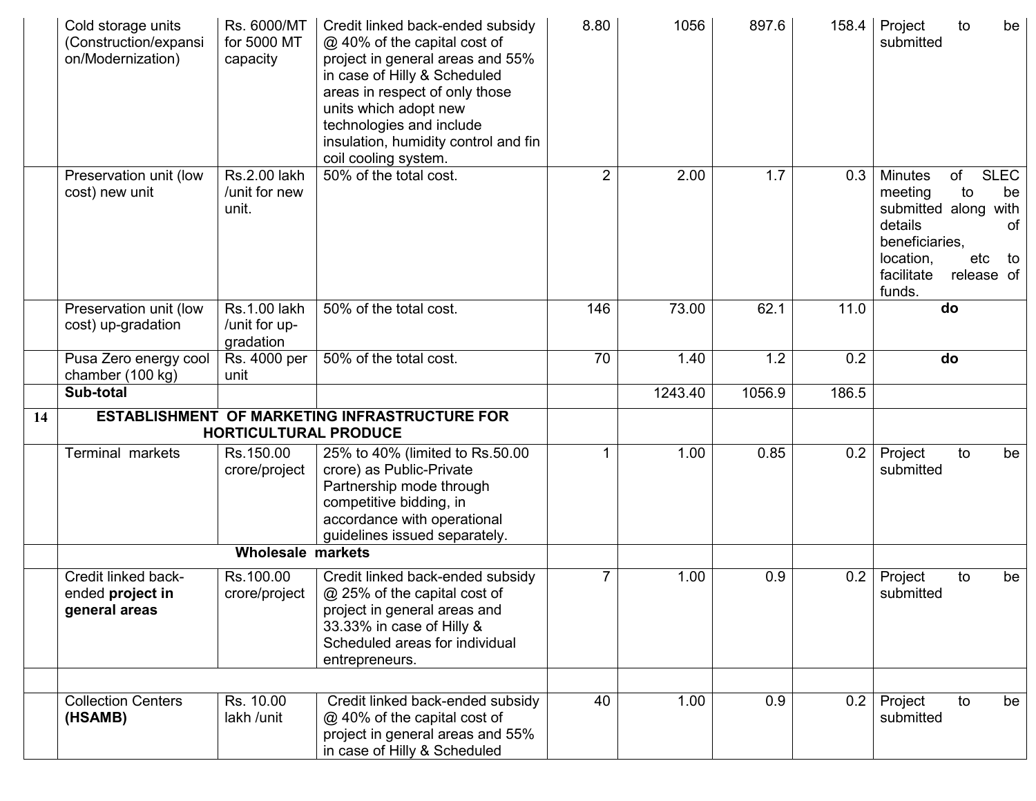|  | Cold storage units (Construction/expansion/Modernization) | Rs. 6000/MT for 5000 MT capacity | Credit linked back-ended subsidy @ 40% of the capital cost of project in general areas and 55% in case of Hilly & Scheduled areas in respect of only those units which adopt new technologies and include insulation, humidity control and fin coil cooling system. | 8.80 | 1056 | 897.6 | 158.4 | Project to be submitted |
|---|---|---|---|---|---|---|---|---|
|  | Preservation unit (low cost) new unit | Rs.2.00 lakh /unit for new unit. | 50% of the total cost. | 2 | 2.00 | 1.7 | 0.3 | Minutes of SLEC meeting to be submitted along with details of beneficiaries, location, etc to facilitate release of funds. |
|  | Preservation unit (low cost) up-gradation | Rs.1.00 lakh /unit for up-gradation | 50% of the total cost. | 146 | 73.00 | 62.1 | 11.0 | **do** |
|  | Pusa Zero energy cool chamber (100 kg) | Rs. 4000 per unit | 50% of the total cost. | 70 | 1.40 | 1.2 | 0.2 | **do** |
|  | **Sub-total** |  |  |  | 1243.40 | 1056.9 | 186.5 |  |
| **14** | **ESTABLISHMENT OF MARKETING INFRASTRUCTURE FOR HORTICULTURAL PRODUCE** |  |  |  |  |  |  |  |
|  | Terminal markets | Rs.150.00 crore/project | 25% to 40% (limited to Rs.50.00 crore) as Public-Private Partnership mode through competitive bidding, in accordance with operational guidelines issued separately. | 1 | 1.00 | 0.85 | 0.2 | Project to be submitted |
|  | **Wholesale markets** |  |  |  |  |  |  |  |
|  | Credit linked back-ended **project in general areas** | Rs.100.00 crore/project | Credit linked back-ended subsidy @ 25% of the capital cost of project in general areas and 33.33% in case of Hilly & Scheduled areas for individual entrepreneurs. | 7 | 1.00 | 0.9 | 0.2 | Project to be submitted |
|  |  |  |  |  |  |  |  |  |
|  | Collection Centers **(HSAMB)** | Rs. 10.00 lakh /unit | Credit linked back-ended subsidy @ 40% of the capital cost of project in general areas and 55% in case of Hilly & Scheduled | 40 | 1.00 | 0.9 | 0.2 | Project to be submitted |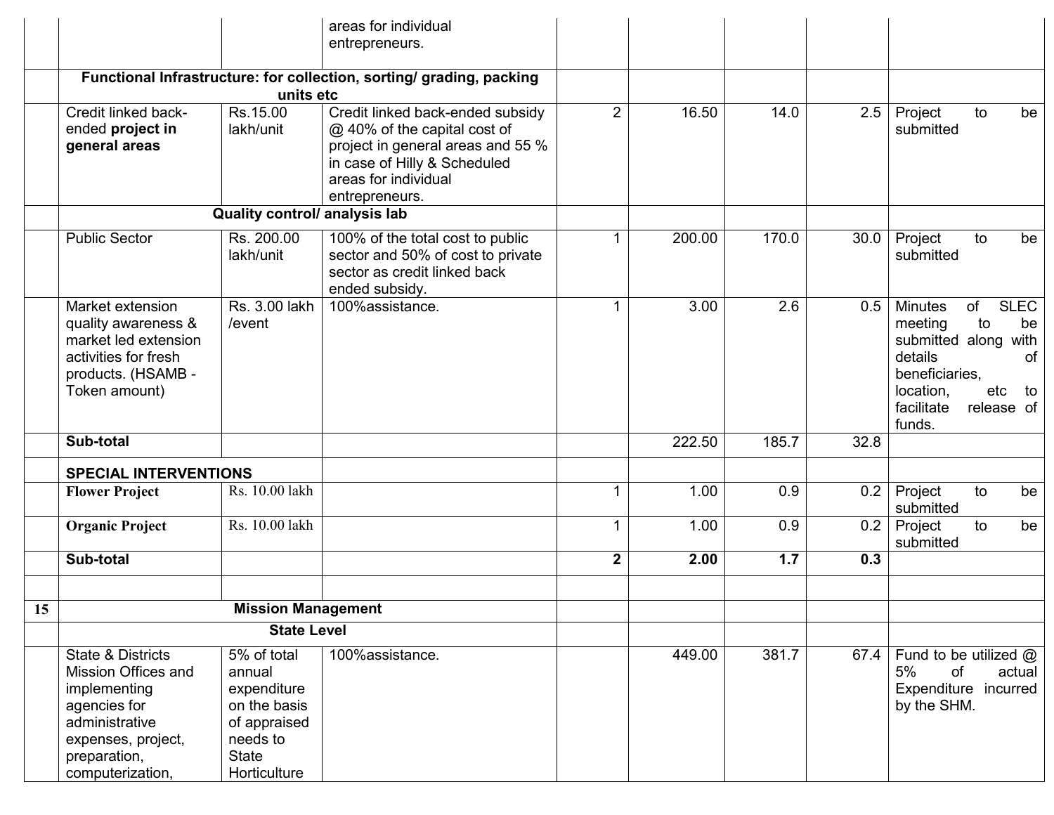| | | | | | | | | |
|---|---|---|---|---|---|---|---|---|
| | | | areas for individual entrepreneurs. | | | | | |
| | **Functional Infrastructure: for collection, sorting/ grading, packing units etc** | | | | | | | |
| | Credit linked back-ended **project in general areas** | Rs.15.00 lakh/unit | Credit linked back-ended subsidy @ 40% of the capital cost of project in general areas and 55 % in case of Hilly & Scheduled areas for individual entrepreneurs. | 2 | 16.50 | 14.0 | 2.5 | Project to be submitted |
| | **Quality control/ analysis lab** | | | | | | | |
| | Public Sector | Rs. 200.00 lakh/unit | 100% of the total cost to public sector and 50% of cost to private sector as credit linked back ended subsidy. | 1 | 200.00 | 170.0 | 30.0 | Project to be submitted |
| | Market extension quality awareness & market led extension activities for fresh products. (HSAMB - Token amount) | Rs. 3.00 lakh /event | 100%assistance. | 1 | 3.00 | 2.6 | 0.5 | Minutes of SLEC meeting to be submitted along with details of beneficiaries, location, etc to facilitate release of funds. |
| | **Sub-total** | | | | 222.50 | 185.7 | 32.8 | |
| | **SPECIAL INTERVENTIONS** | | | | | | | |
| | **Flower Project** | Rs. 10.00 lakh | | 1 | 1.00 | 0.9 | 0.2 | Project to be submitted |
| | **Organic Project** | Rs. 10.00 lakh | | 1 | 1.00 | 0.9 | 0.2 | Project to be submitted |
| | **Sub-total** | | | **2** | **2.00** | **1.7** | **0.3** | |
| | | | | | | | | |
| **15** | **Mission Management** | | | | | | | |
| | **State Level** | | | | | | | |
| | State & Districts Mission Offices and implementing agencies for administrative expenses, project, preparation, computerization, | 5% of total annual expenditure on the basis of appraised needs to State Horticulture | 100%assistance. | | 449.00 | 381.7 | 67.4 | Fund to be utilized @ 5% of actual Expenditure incurred by the SHM. |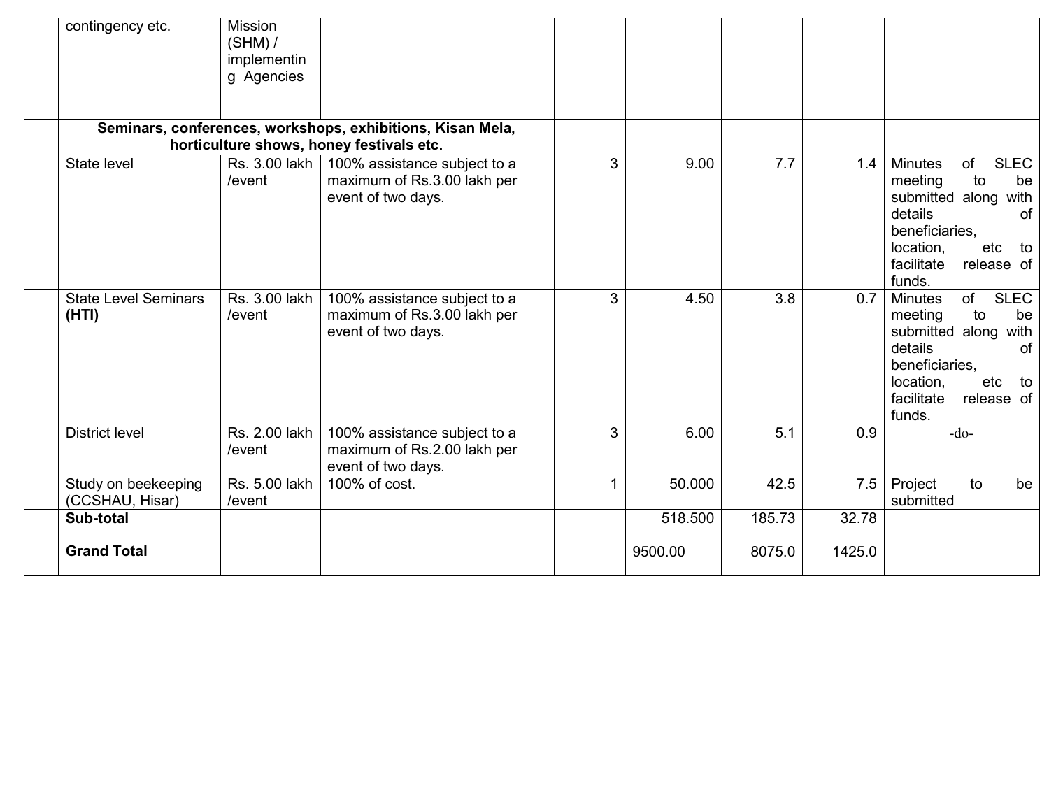| | | | | | | | | |
|---|---|---|---|---|---|---|---|---|
| | contingency etc. | Mission (SHM) / implementing Agencies | | | | | | |
| | **Seminars, conferences, workshops, exhibitions, Kisan Mela, horticulture shows, honey festivals etc.** | | | | | | | |
| | State level | Rs. 3.00 lakh /event | 100% assistance subject to a maximum of Rs.3.00 lakh per event of two days. | 3 | 9.00 | 7.7 | 1.4 | Minutes of SLEC meeting to be submitted along with details of beneficiaries, location, etc to facilitate release of funds. |
| | State Level Seminars **(HTI)** | Rs. 3.00 lakh /event | 100% assistance subject to a maximum of Rs.3.00 lakh per event of two days. | 3 | 4.50 | 3.8 | 0.7 | Minutes of SLEC meeting to be submitted along with details of beneficiaries, location, etc to facilitate release of funds. |
| | District level | Rs. 2.00 lakh /event | 100% assistance subject to a maximum of Rs.2.00 lakh per event of two days. | 3 | 6.00 | 5.1 | 0.9 | -do- |
| | Study on beekeeping (CCSHAU, Hisar) | Rs. 5.00 lakh /event | 100% of cost. | 1 | 50.000 | 42.5 | 7.5 | Project to be submitted |
| | **Sub-total** | | | | 518.500 | 185.73 | 32.78 | |
| | **Grand Total** | | | | 9500.00 | 8075.0 | 1425.0 | |